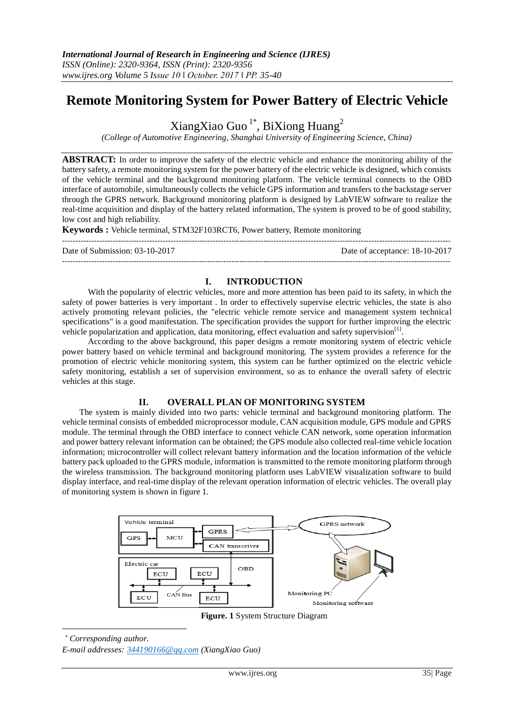# Remote Monitoring System for Power Battery of Electric Vehicle

XiangXiao Guo [1*], BiXiong Huang[2]

*(College of Automotive Engineering, Shanghai University of Engineering Science, China)*

**ABSTRACT:** In order to improve the safety of the electric vehicle and enhance the monitoring ability of the battery safety, a remote monitoring system for the power battery of the electric vehicle is designed, which consists of the vehicle terminal and the background monitoring platform. The vehicle terminal connects to the OBD interface of automobile, simultaneously collects the vehicle GPS information and transfers to the backstage server through the GPRS network. Background monitoring platform is designed by LabVIEW software to realize the real-time acquisition and display of the battery related information, The system is proved to be of good stability, low cost and high reliability.

**Keywords :** Vehicle terminal, STM32F103RCT6, Power battery, Remote monitoring

---

Date of Submission: 03-10-2017 Date of acceptance: 18-10-2017

---

## I. INTRODUCTION

With the popularity of electric vehicles, more and more attention has been paid to its safety, in which the safety of power batteries is very important . In order to effectively supervise electric vehicles, the state is also actively promoting relevant policies, the "electric vehicle remote service and management system technical specifications" is a good manifestation. The specification provides the support for further improving the electric vehicle popularization and application, data monitoring, effect evaluation and safety supervision[1].

According to the above background, this paper designs a remote monitoring system of electric vehicle power battery based on vehicle terminal and background monitoring. The system provides a reference for the promotion of electric vehicle monitoring system, this system can be further optimized on the electric vehicle safety monitoring, establish a set of supervision environment, so as to enhance the overall safety of electric vehicles at this stage.

## II. OVERALL PLAN OF MONITORING SYSTEM

The system is mainly divided into two parts: vehicle terminal and background monitoring platform. The vehicle terminal consists of embedded microprocessor module, CAN acquisition module, GPS module and GPRS module. The terminal through the OBD interface to connect vehicle CAN network, some operation information and power battery relevant information can be obtained; the GPS module also collected real-time vehicle location information; microcontroller will collect relevant battery information and the location information of the vehicle battery pack uploaded to the GPRS module, information is transmitted to the remote monitoring platform through the wireless transmission. The background monitoring platform uses LabVIEW visualization software to build display interface, and real-time display of the relevant operation information of electric vehicles. The overall play of monitoring system is shown in figure 1.

**Figure. 1** System Structure Diagram

---

*[*] Corresponding author.*

*E-mail addresses: 344190166@qq.com (XiangXiao Guo)*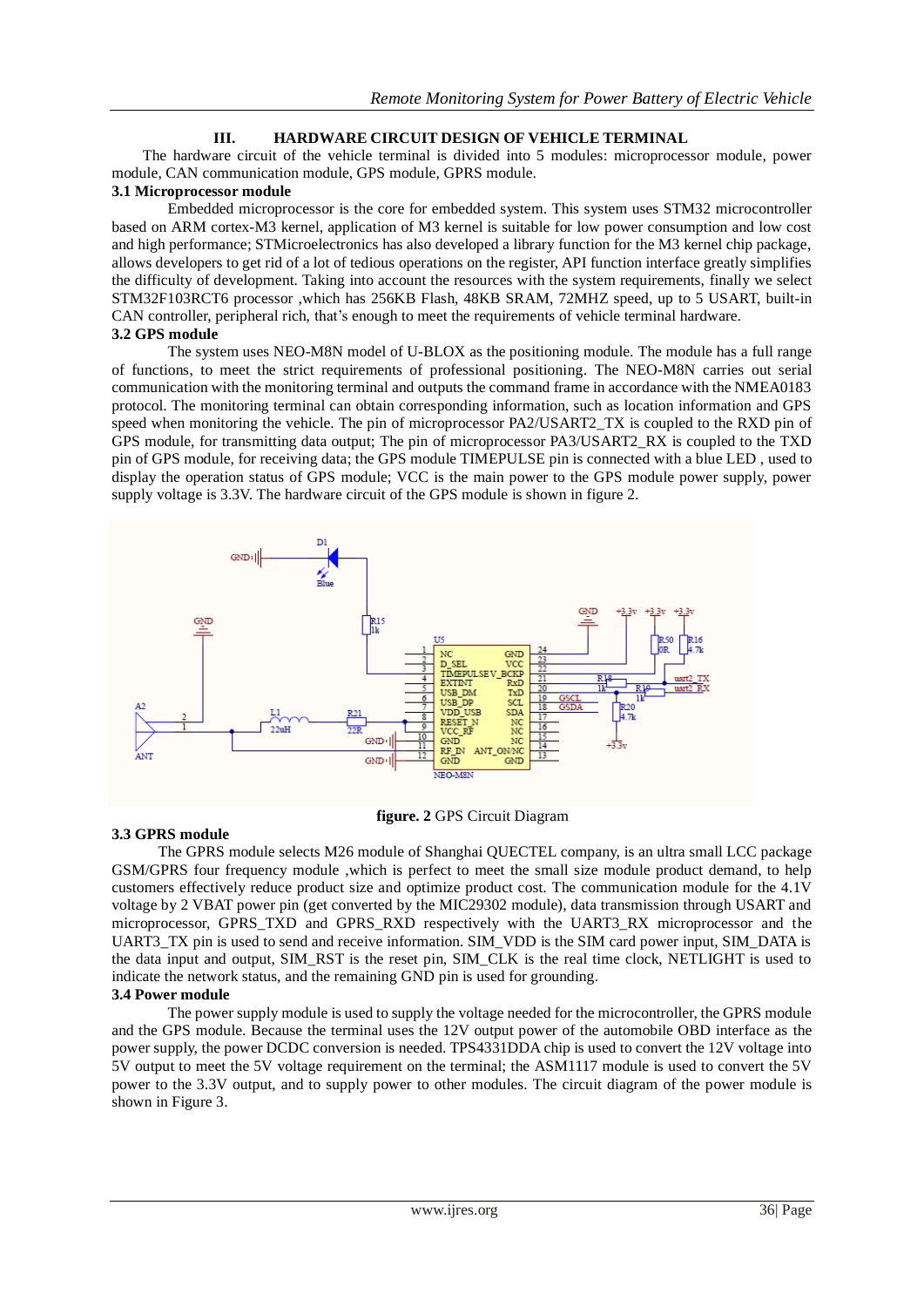## III. HARDWARE CIRCUIT DESIGN OF VEHICLE TERMINAL

The hardware circuit of the vehicle terminal is divided into 5 modules: microprocessor module, power module, CAN communication module, GPS module, GPRS module.

### 3.1 Microprocessor module

Embedded microprocessor is the core for embedded system. This system uses STM32 microcontroller based on ARM cortex-M3 kernel, application of M3 kernel is suitable for low power consumption and low cost and high performance; STMicroelectronics has also developed a library function for the M3 kernel chip package, allows developers to get rid of a lot of tedious operations on the register, API function interface greatly simplifies the difficulty of development. Taking into account the resources with the system requirements, finally we select STM32F103RCT6 processor ,which has 256KB Flash, 48KB SRAM, 72MHZ speed, up to 5 USART, built-in CAN controller, peripheral rich, that's enough to meet the requirements of vehicle terminal hardware.

### 3.2 GPS module

The system uses NEO-M8N model of U-BLOX as the positioning module. The module has a full range of functions, to meet the strict requirements of professional positioning. The NEO-M8N carries out serial communication with the monitoring terminal and outputs the command frame in accordance with the NMEA0183 protocol. The monitoring terminal can obtain corresponding information, such as location information and GPS speed when monitoring the vehicle. The pin of microprocessor PA2/USART2_TX is coupled to the RXD pin of GPS module, for transmitting data output; The pin of microprocessor PA3/USART2_RX is coupled to the TXD pin of GPS module, for receiving data; the GPS module TIMEPULSE pin is connected with a blue LED , used to display the operation status of GPS module; VCC is the main power to the GPS module power supply, power supply voltage is 3.3V. The hardware circuit of the GPS module is shown in figure 2.

**figure. 2** GPS Circuit Diagram

### 3.3 GPRS module

The GPRS module selects M26 module of Shanghai QUECTEL company, is an ultra small LCC package GSM/GPRS four frequency module ,which is perfect to meet the small size module product demand, to help customers effectively reduce product size and optimize product cost. The communication module for the 4.1V voltage by 2 VBAT power pin (get converted by the MIC29302 module), data transmission through USART and microprocessor, GPRS_TXD and GPRS_RXD respectively with the UART3_RX microprocessor and the UART3_TX pin is used to send and receive information. SIM_VDD is the SIM card power input, SIM_DATA is the data input and output, SIM_RST is the reset pin, SIM_CLK is the real time clock, NETLIGHT is used to indicate the network status, and the remaining GND pin is used for grounding.

### 3.4 Power module

The power supply module is used to supply the voltage needed for the microcontroller, the GPRS module and the GPS module. Because the terminal uses the 12V output power of the automobile OBD interface as the power supply, the power DCDC conversion is needed. TPS4331DDA chip is used to convert the 12V voltage into 5V output to meet the 5V voltage requirement on the terminal; the ASM1117 module is used to convert the 5V power to the 3.3V output, and to supply power to other modules. The circuit diagram of the power module is shown in Figure 3.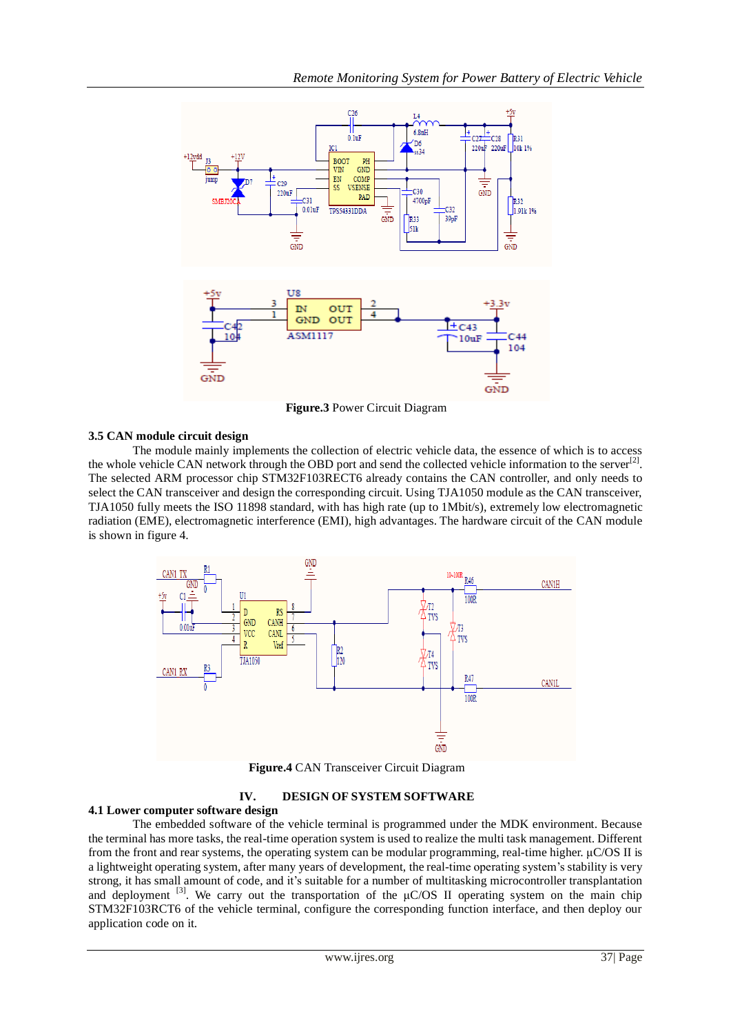**Figure.3** Power Circuit Diagram

### 3.5 CAN module circuit design

The module mainly implements the collection of electric vehicle data, the essence of which is to access the whole vehicle CAN network through the OBD port and send the collected vehicle information to the server[2]. The selected ARM processor chip STM32F103RECT6 already contains the CAN controller, and only needs to select the CAN transceiver and design the corresponding circuit. Using TJA1050 module as the CAN transceiver, TJA1050 fully meets the ISO 11898 standard, with has high rate (up to 1Mbit/s), extremely low electromagnetic radiation (EME), electromagnetic interference (EMI), high advantages. The hardware circuit of the CAN module is shown in figure 4.

**Figure.4** CAN Transceiver Circuit Diagram

## IV. DESIGN OF SYSTEM SOFTWARE

### 4.1 Lower computer software design

The embedded software of the vehicle terminal is programmed under the MDK environment. Because the terminal has more tasks, the real-time operation system is used to realize the multi task management. Different from the front and rear systems, the operating system can be modular programming, real-time higher. μC/OS II is a lightweight operating system, after many years of development, the real-time operating system's stability is very strong, it has small amount of code, and it's suitable for a number of multitasking microcontroller transplantation and deployment [3]. We carry out the transportation of the μC/OS II operating system on the main chip STM32F103RCT6 of the vehicle terminal, configure the corresponding function interface, and then deploy our application code on it.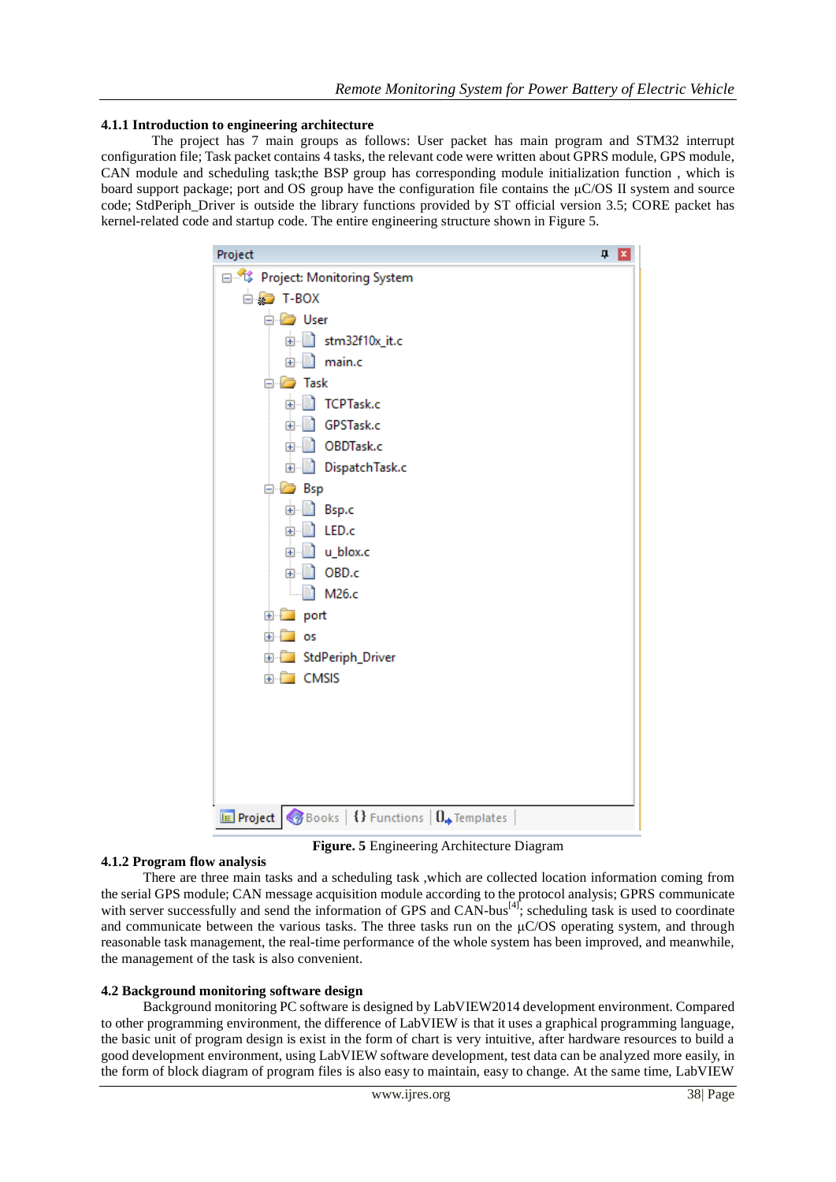### 4.1.1 Introduction to engineering architecture

The project has 7 main groups as follows: User packet has main program and STM32 interrupt configuration file; Task packet contains 4 tasks, the relevant code were written about GPRS module, GPS module, CAN module and scheduling task;the BSP group has corresponding module initialization function , which is board support package; port and OS group have the configuration file contains the μC/OS II system and source code; StdPeriph_Driver is outside the library functions provided by ST official version 3.5; CORE packet has kernel-related code and startup code. The entire engineering structure shown in Figure 5.

**Figure. 5** Engineering Architecture Diagram

### 4.1.2 Program flow analysis

There are three main tasks and a scheduling task ,which are collected location information coming from the serial GPS module; CAN message acquisition module according to the protocol analysis; GPRS communicate with server successfully and send the information of GPS and CAN-bus[4]; scheduling task is used to coordinate and communicate between the various tasks. The three tasks run on the μC/OS operating system, and through reasonable task management, the real-time performance of the whole system has been improved, and meanwhile, the management of the task is also convenient.

## 4.2 Background monitoring software design

Background monitoring PC software is designed by LabVIEW2014 development environment. Compared to other programming environment, the difference of LabVIEW is that it uses a graphical programming language, the basic unit of program design is exist in the form of chart is very intuitive, after hardware resources to build a good development environment, using LabVIEW software development, test data can be analyzed more easily, in the form of block diagram of program files is also easy to maintain, easy to change. At the same time, LabVIEW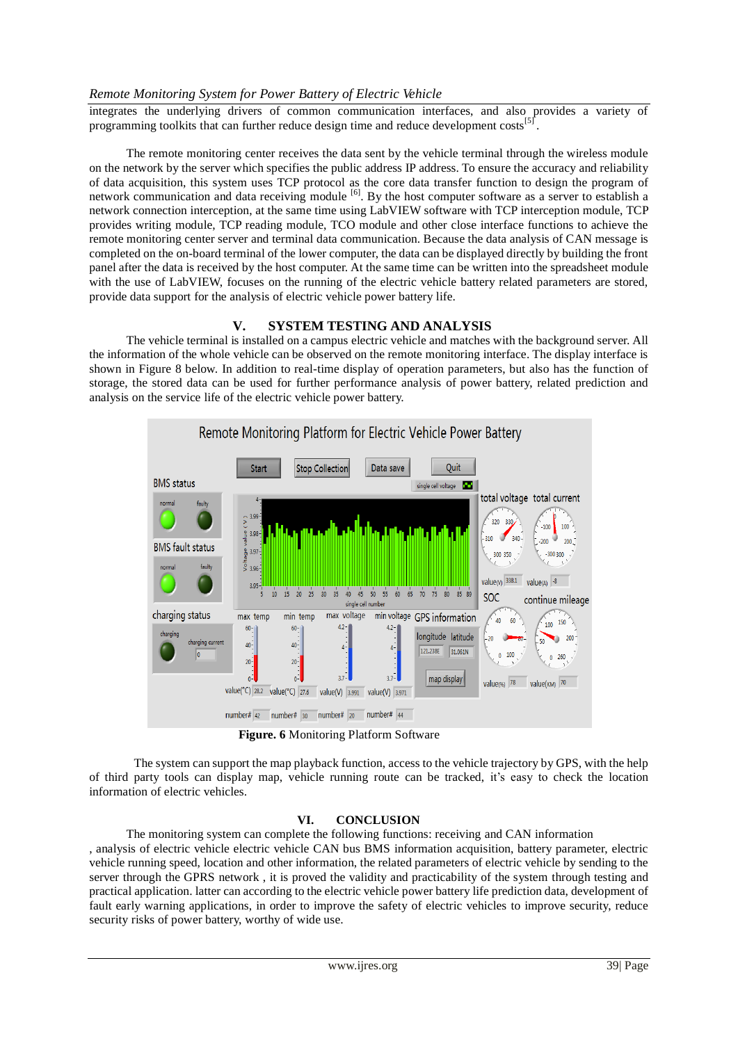integrates the underlying drivers of common communication interfaces, and also provides a variety of programming toolkits that can further reduce design time and reduce development costs[5].

The remote monitoring center receives the data sent by the vehicle terminal through the wireless module on the network by the server which specifies the public address IP address. To ensure the accuracy and reliability of data acquisition, this system uses TCP protocol as the core data transfer function to design the program of network communication and data receiving module [6]. By the host computer software as a server to establish a network connection interception, at the same time using LabVIEW software with TCP interception module, TCP provides writing module, TCP reading module, TCO module and other close interface functions to achieve the remote monitoring center server and terminal data communication. Because the data analysis of CAN message is completed on the on-board terminal of the lower computer, the data can be displayed directly by building the front panel after the data is received by the host computer. At the same time can be written into the spreadsheet module with the use of LabVIEW, focuses on the running of the electric vehicle battery related parameters are stored, provide data support for the analysis of electric vehicle power battery life.

## V. SYSTEM TESTING AND ANALYSIS

The vehicle terminal is installed on a campus electric vehicle and matches with the background server. All the information of the whole vehicle can be observed on the remote monitoring interface. The display interface is shown in Figure 8 below. In addition to real-time display of operation parameters, but also has the function of storage, the stored data can be used for further performance analysis of power battery, related prediction and analysis on the service life of the electric vehicle power battery.

**Figure. 6** Monitoring Platform Software

The system can support the map playback function, access to the vehicle trajectory by GPS, with the help of third party tools can display map, vehicle running route can be tracked, it's easy to check the location information of electric vehicles.

## VI. CONCLUSION

The monitoring system can complete the following functions: receiving and CAN information , analysis of electric vehicle electric vehicle CAN bus BMS information acquisition, battery parameter, electric vehicle running speed, location and other information, the related parameters of electric vehicle by sending to the server through the GPRS network , it is proved the validity and practicability of the system through testing and practical application. latter can according to the electric vehicle power battery life prediction data, development of fault early warning applications, in order to improve the safety of electric vehicles to improve security, reduce security risks of power battery, worthy of wide use.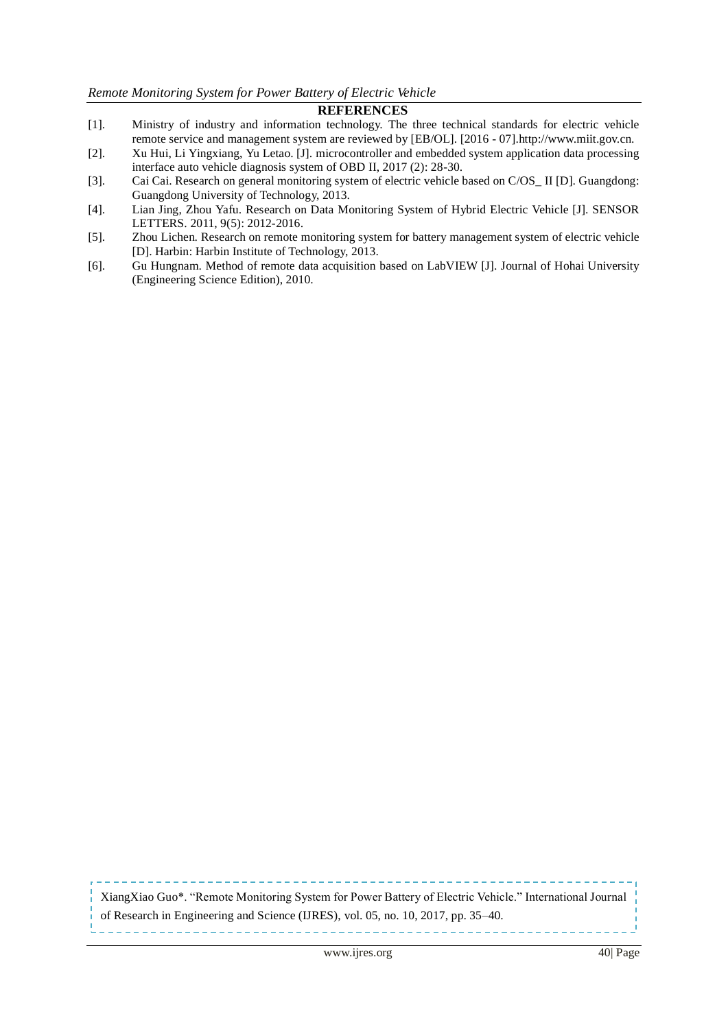## REFERENCES

[1]. Ministry of industry and information technology. The three technical standards for electric vehicle remote service and management system are reviewed by [EB/OL]. [2016 - 07].http://www.miit.gov.cn.

[2]. Xu Hui, Li Yingxiang, Yu Letao. [J]. microcontroller and embedded system application data processing interface auto vehicle diagnosis system of OBD II, 2017 (2): 28-30.

[3]. Cai Cai. Research on general monitoring system of electric vehicle based on C/OS_ II [D]. Guangdong: Guangdong University of Technology, 2013.

[4]. Lian Jing, Zhou Yafu. Research on Data Monitoring System of Hybrid Electric Vehicle [J]. SENSOR LETTERS. 2011, 9(5): 2012-2016.

[5]. Zhou Lichen. Research on remote monitoring system for battery management system of electric vehicle [D]. Harbin: Harbin Institute of Technology, 2013.

[6]. Gu Hungnam. Method of remote data acquisition based on LabVIEW [J]. Journal of Hohai University (Engineering Science Edition), 2010.

XiangXiao Guo*. "Remote Monitoring System for Power Battery of Electric Vehicle." International Journal of Research in Engineering and Science (IJRES), vol. 05, no. 10, 2017, pp. 35–40.